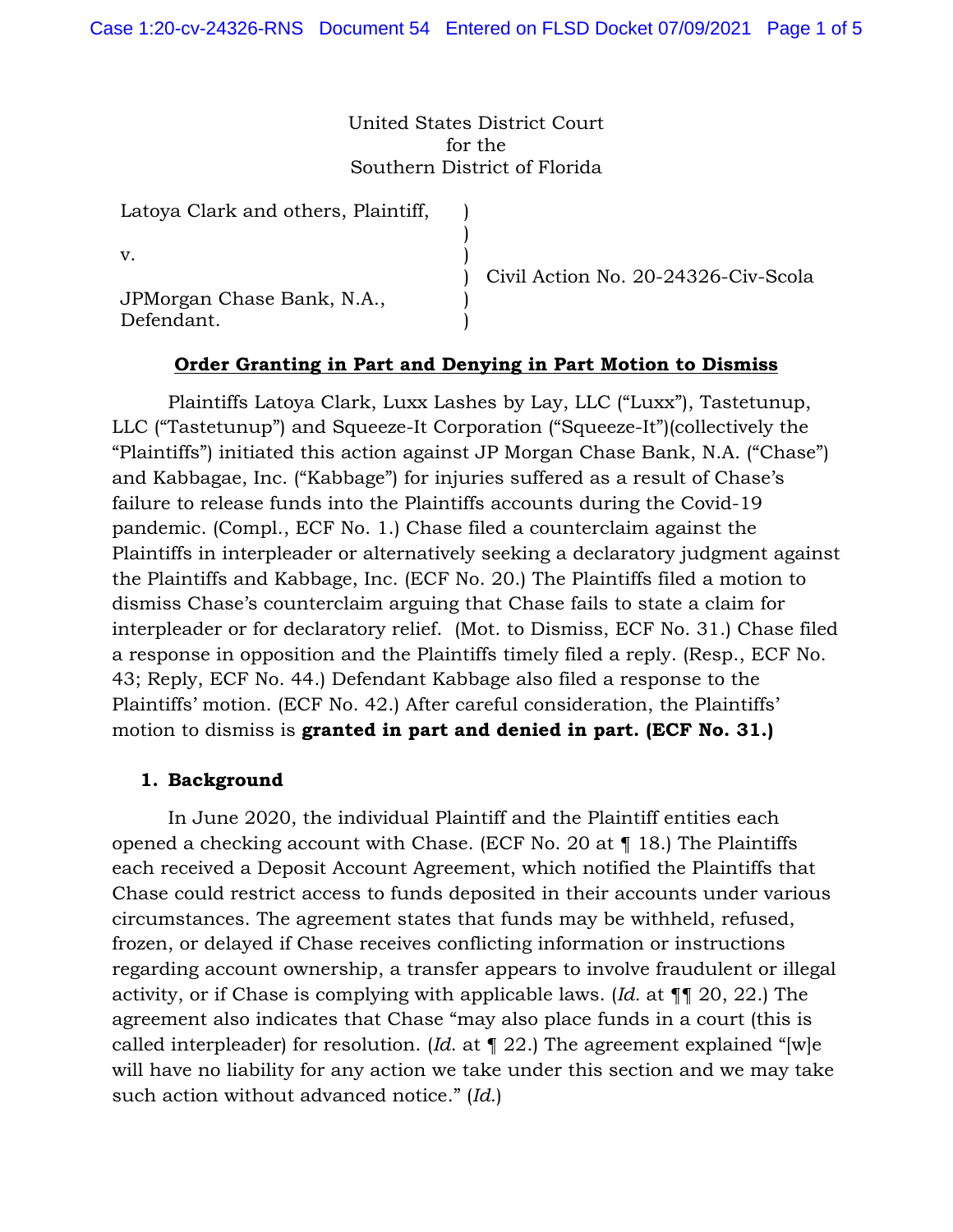United States District Court
for the
Southern District of Florida

| | | |
|---|---|---|
| Latoya Clark and others, Plaintiff, | ) | |
| | ) | |
| v. | ) | |
| | ) | Civil Action No. 20-24326-Civ-Scola |
| JPMorgan Chase Bank, N.A., | ) | |
| Defendant. | ) | |

## Order Granting in Part and Denying in Part Motion to Dismiss

Plaintiffs Latoya Clark, Luxx Lashes by Lay, LLC ("Luxx"), Tastetunup, LLC ("Tastetunup") and Squeeze-It Corporation ("Squeeze-It")(collectively the "Plaintiffs") initiated this action against JP Morgan Chase Bank, N.A. ("Chase") and Kabbagae, Inc. ("Kabbage") for injuries suffered as a result of Chase's failure to release funds into the Plaintiffs accounts during the Covid-19 pandemic. (Compl., ECF No. 1.) Chase filed a counterclaim against the Plaintiffs in interpleader or alternatively seeking a declaratory judgment against the Plaintiffs and Kabbage, Inc. (ECF No. 20.) The Plaintiffs filed a motion to dismiss Chase's counterclaim arguing that Chase fails to state a claim for interpleader or for declaratory relief. (Mot. to Dismiss, ECF No. 31.) Chase filed a response in opposition and the Plaintiffs timely filed a reply. (Resp., ECF No. 43; Reply, ECF No. 44.) Defendant Kabbage also filed a response to the Plaintiffs' motion. (ECF No. 42.) After careful consideration, the Plaintiffs' motion to dismiss is **granted in part and denied in part. (ECF No. 31.)**

### 1. Background

In June 2020, the individual Plaintiff and the Plaintiff entities each opened a checking account with Chase. (ECF No. 20 at ¶ 18.) The Plaintiffs each received a Deposit Account Agreement, which notified the Plaintiffs that Chase could restrict access to funds deposited in their accounts under various circumstances. The agreement states that funds may be withheld, refused, frozen, or delayed if Chase receives conflicting information or instructions regarding account ownership, a transfer appears to involve fraudulent or illegal activity, or if Chase is complying with applicable laws. (*Id.* at ¶¶ 20, 22.) The agreement also indicates that Chase "may also place funds in a court (this is called interpleader) for resolution. (*Id.* at ¶ 22.) The agreement explained "[w]e will have no liability for any action we take under this section and we may take such action without advanced notice." (*Id.*)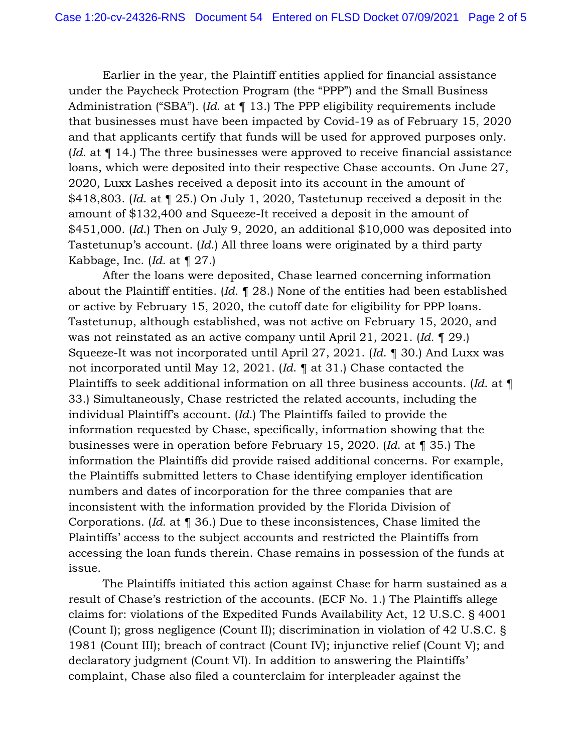Earlier in the year, the Plaintiff entities applied for financial assistance under the Paycheck Protection Program (the "PPP") and the Small Business Administration ("SBA"). (*Id.* at ¶ 13.) The PPP eligibility requirements include that businesses must have been impacted by Covid-19 as of February 15, 2020 and that applicants certify that funds will be used for approved purposes only. (*Id.* at ¶ 14.) The three businesses were approved to receive financial assistance loans, which were deposited into their respective Chase accounts. On June 27, 2020, Luxx Lashes received a deposit into its account in the amount of $418,803. (*Id.* at ¶ 25.) On July 1, 2020, Tastetunup received a deposit in the amount of $132,400 and Squeeze-It received a deposit in the amount of $451,000. (*Id.*) Then on July 9, 2020, an additional $10,000 was deposited into Tastetunup's account. (*Id.*) All three loans were originated by a third party Kabbage, Inc. (*Id.* at ¶ 27.)

After the loans were deposited, Chase learned concerning information about the Plaintiff entities. (*Id.* ¶ 28.) None of the entities had been established or active by February 15, 2020, the cutoff date for eligibility for PPP loans. Tastetunup, although established, was not active on February 15, 2020, and was not reinstated as an active company until April 21, 2021. (*Id.* ¶ 29.) Squeeze-It was not incorporated until April 27, 2021. (*Id.* ¶ 30.) And Luxx was not incorporated until May 12, 2021. (*Id.* ¶ at 31.) Chase contacted the Plaintiffs to seek additional information on all three business accounts. (*Id.* at ¶ 33.) Simultaneously, Chase restricted the related accounts, including the individual Plaintiff's account. (*Id.*) The Plaintiffs failed to provide the information requested by Chase, specifically, information showing that the businesses were in operation before February 15, 2020. (*Id.* at ¶ 35.) The information the Plaintiffs did provide raised additional concerns. For example, the Plaintiffs submitted letters to Chase identifying employer identification numbers and dates of incorporation for the three companies that are inconsistent with the information provided by the Florida Division of Corporations. (*Id.* at ¶ 36.) Due to these inconsistences, Chase limited the Plaintiffs' access to the subject accounts and restricted the Plaintiffs from accessing the loan funds therein. Chase remains in possession of the funds at issue.

The Plaintiffs initiated this action against Chase for harm sustained as a result of Chase's restriction of the accounts. (ECF No. 1.) The Plaintiffs allege claims for: violations of the Expedited Funds Availability Act, 12 U.S.C. § 4001 (Count I); gross negligence (Count II); discrimination in violation of 42 U.S.C. § 1981 (Count III); breach of contract (Count IV); injunctive relief (Count V); and declaratory judgment (Count VI). In addition to answering the Plaintiffs' complaint, Chase also filed a counterclaim for interpleader against the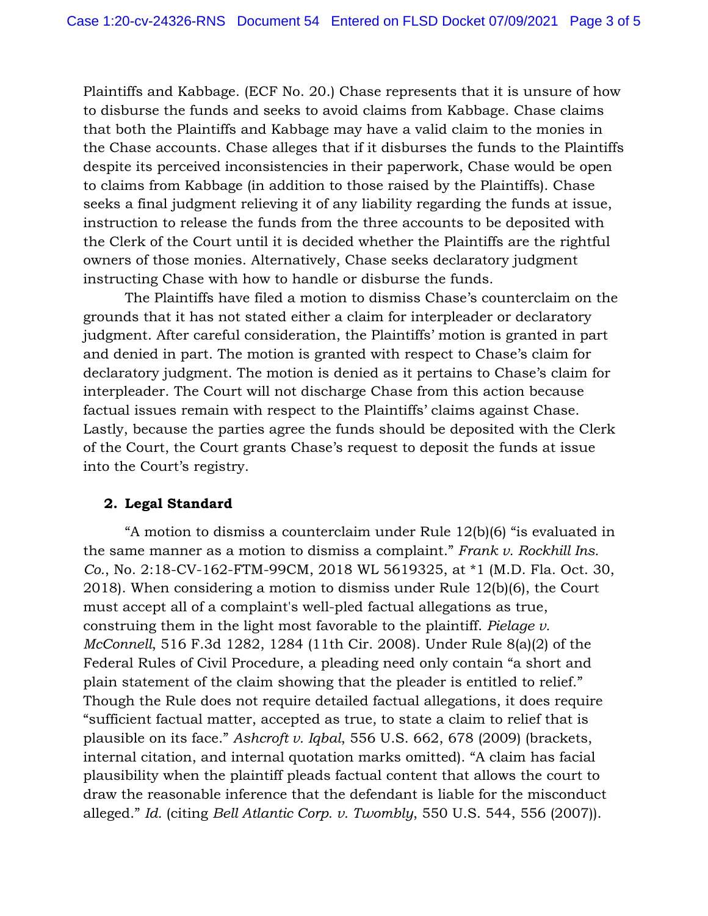Plaintiffs and Kabbage. (ECF No. 20.) Chase represents that it is unsure of how to disburse the funds and seeks to avoid claims from Kabbage. Chase claims that both the Plaintiffs and Kabbage may have a valid claim to the monies in the Chase accounts. Chase alleges that if it disburses the funds to the Plaintiffs despite its perceived inconsistencies in their paperwork, Chase would be open to claims from Kabbage (in addition to those raised by the Plaintiffs). Chase seeks a final judgment relieving it of any liability regarding the funds at issue, instruction to release the funds from the three accounts to be deposited with the Clerk of the Court until it is decided whether the Plaintiffs are the rightful owners of those monies. Alternatively, Chase seeks declaratory judgment instructing Chase with how to handle or disburse the funds.

The Plaintiffs have filed a motion to dismiss Chase's counterclaim on the grounds that it has not stated either a claim for interpleader or declaratory judgment. After careful consideration, the Plaintiffs' motion is granted in part and denied in part. The motion is granted with respect to Chase's claim for declaratory judgment. The motion is denied as it pertains to Chase's claim for interpleader. The Court will not discharge Chase from this action because factual issues remain with respect to the Plaintiffs' claims against Chase. Lastly, because the parties agree the funds should be deposited with the Clerk of the Court, the Court grants Chase's request to deposit the funds at issue into the Court's registry.

## 2. Legal Standard

"A motion to dismiss a counterclaim under Rule 12(b)(6) "is evaluated in the same manner as a motion to dismiss a complaint." *Frank v. Rockhill Ins. Co.*, No. 2:18-CV-162-FTM-99CM, 2018 WL 5619325, at *1 (M.D. Fla. Oct. 30, 2018). When considering a motion to dismiss under Rule 12(b)(6), the Court must accept all of a complaint's well-pled factual allegations as true, construing them in the light most favorable to the plaintiff. *Pielage v. McConnell*, 516 F.3d 1282, 1284 (11th Cir. 2008). Under Rule 8(a)(2) of the Federal Rules of Civil Procedure, a pleading need only contain "a short and plain statement of the claim showing that the pleader is entitled to relief." Though the Rule does not require detailed factual allegations, it does require "sufficient factual matter, accepted as true, to state a claim to relief that is plausible on its face." *Ashcroft v. Iqbal*, 556 U.S. 662, 678 (2009) (brackets, internal citation, and internal quotation marks omitted). "A claim has facial plausibility when the plaintiff pleads factual content that allows the court to draw the reasonable inference that the defendant is liable for the misconduct alleged." *Id.* (citing *Bell Atlantic Corp. v. Twombly*, 550 U.S. 544, 556 (2007)).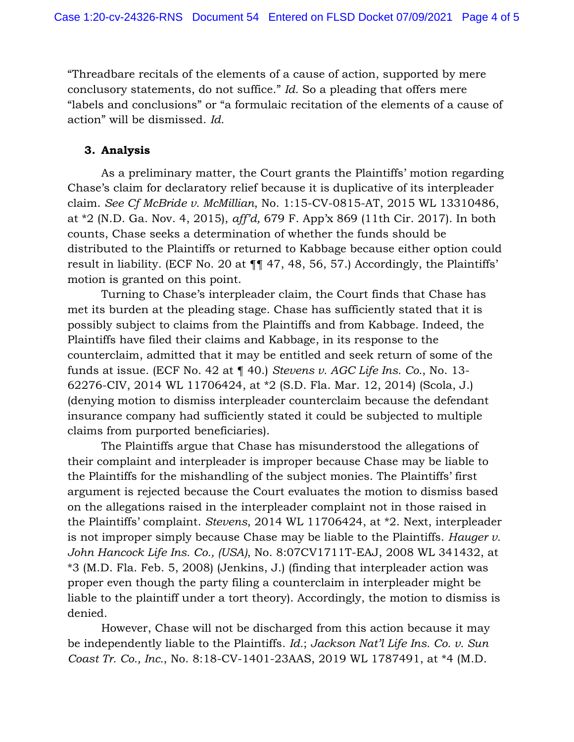"Threadbare recitals of the elements of a cause of action, supported by mere conclusory statements, do not suffice." *Id.* So a pleading that offers mere "labels and conclusions" or "a formulaic recitation of the elements of a cause of action" will be dismissed. *Id.*

### 3. Analysis

As a preliminary matter, the Court grants the Plaintiffs' motion regarding Chase's claim for declaratory relief because it is duplicative of its interpleader claim. *See Cf McBride v. McMillian*, No. 1:15-CV-0815-AT, 2015 WL 13310486, at *2 (N.D. Ga. Nov. 4, 2015), *aff'd,* 679 F. App'x 869 (11th Cir. 2017). In both counts, Chase seeks a determination of whether the funds should be distributed to the Plaintiffs or returned to Kabbage because either option could result in liability. (ECF No. 20 at ¶¶ 47, 48, 56, 57.) Accordingly, the Plaintiffs' motion is granted on this point.

Turning to Chase's interpleader claim, the Court finds that Chase has met its burden at the pleading stage. Chase has sufficiently stated that it is possibly subject to claims from the Plaintiffs and from Kabbage. Indeed, the Plaintiffs have filed their claims and Kabbage, in its response to the counterclaim, admitted that it may be entitled and seek return of some of the funds at issue. (ECF No. 42 at ¶ 40.) *Stevens v. AGC Life Ins. Co.*, No. 13-62276-CIV, 2014 WL 11706424, at *2 (S.D. Fla. Mar. 12, 2014) (Scola, J.) (denying motion to dismiss interpleader counterclaim because the defendant insurance company had sufficiently stated it could be subjected to multiple claims from purported beneficiaries).

The Plaintiffs argue that Chase has misunderstood the allegations of their complaint and interpleader is improper because Chase may be liable to the Plaintiffs for the mishandling of the subject monies. The Plaintiffs' first argument is rejected because the Court evaluates the motion to dismiss based on the allegations raised in the interpleader complaint not in those raised in the Plaintiffs' complaint. *Stevens*, 2014 WL 11706424, at *2. Next, interpleader is not improper simply because Chase may be liable to the Plaintiffs. *Hauger v. John Hancock Life Ins. Co., (USA)*, No. 8:07CV1711T-EAJ, 2008 WL 341432, at *3 (M.D. Fla. Feb. 5, 2008) (Jenkins, J.) (finding that interpleader action was proper even though the party filing a counterclaim in interpleader might be liable to the plaintiff under a tort theory). Accordingly, the motion to dismiss is denied.

However, Chase will not be discharged from this action because it may be independently liable to the Plaintiffs. *Id.*; *Jackson Nat'l Life Ins. Co. v. Sun Coast Tr. Co., Inc.*, No. 8:18-CV-1401-23AAS, 2019 WL 1787491, at *4 (M.D.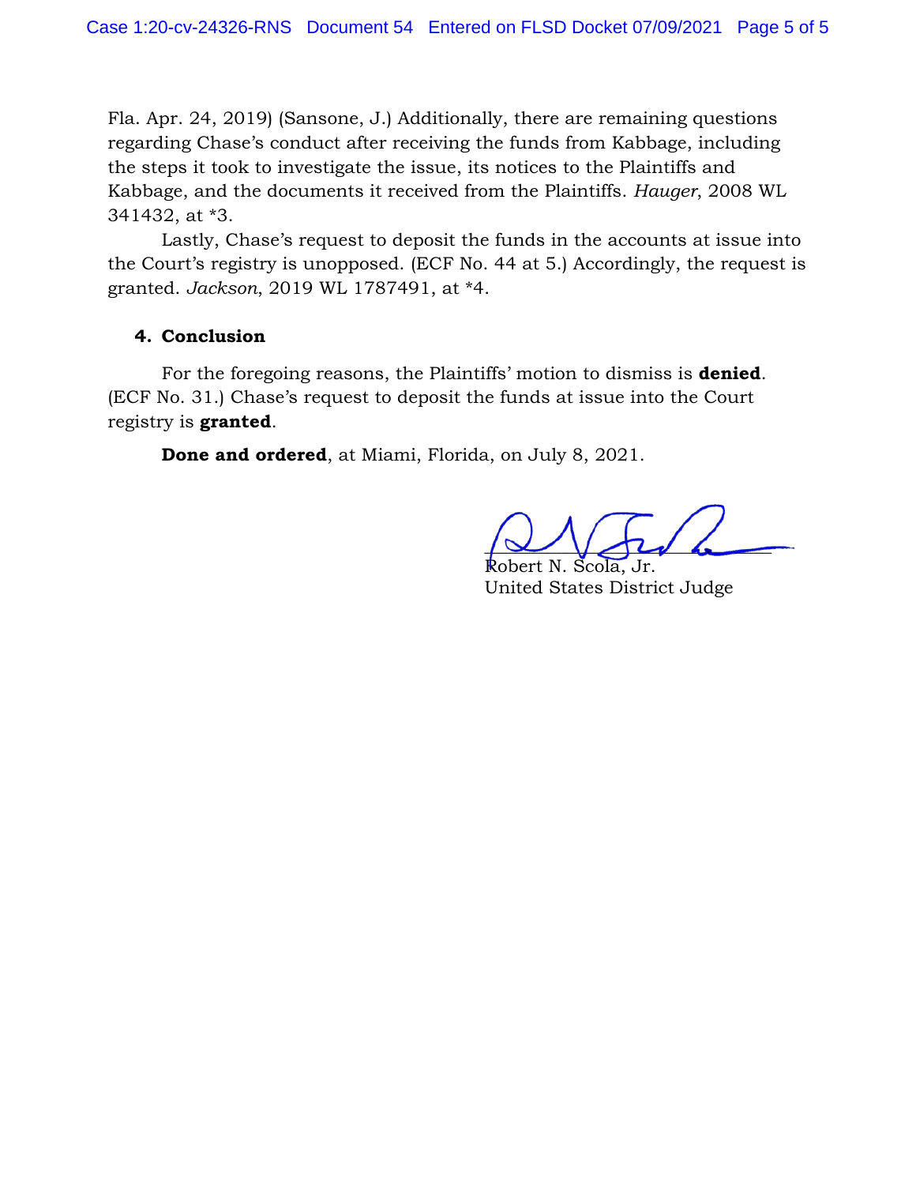Fla. Apr. 24, 2019) (Sansone, J.) Additionally, there are remaining questions regarding Chase's conduct after receiving the funds from Kabbage, including the steps it took to investigate the issue, its notices to the Plaintiffs and Kabbage, and the documents it received from the Plaintiffs. *Hauger*, 2008 WL 341432, at *3.

Lastly, Chase's request to deposit the funds in the accounts at issue into the Court's registry is unopposed. (ECF No. 44 at 5.) Accordingly, the request is granted. *Jackson*, 2019 WL 1787491, at *4.

### 4. Conclusion

For the foregoing reasons, the Plaintiffs' motion to dismiss is **denied**. (ECF No. 31.) Chase's request to deposit the funds at issue into the Court registry is **granted**.

**Done and ordered**, at Miami, Florida, on July 8, 2021.

Robert N. Scola, Jr.
United States District Judge